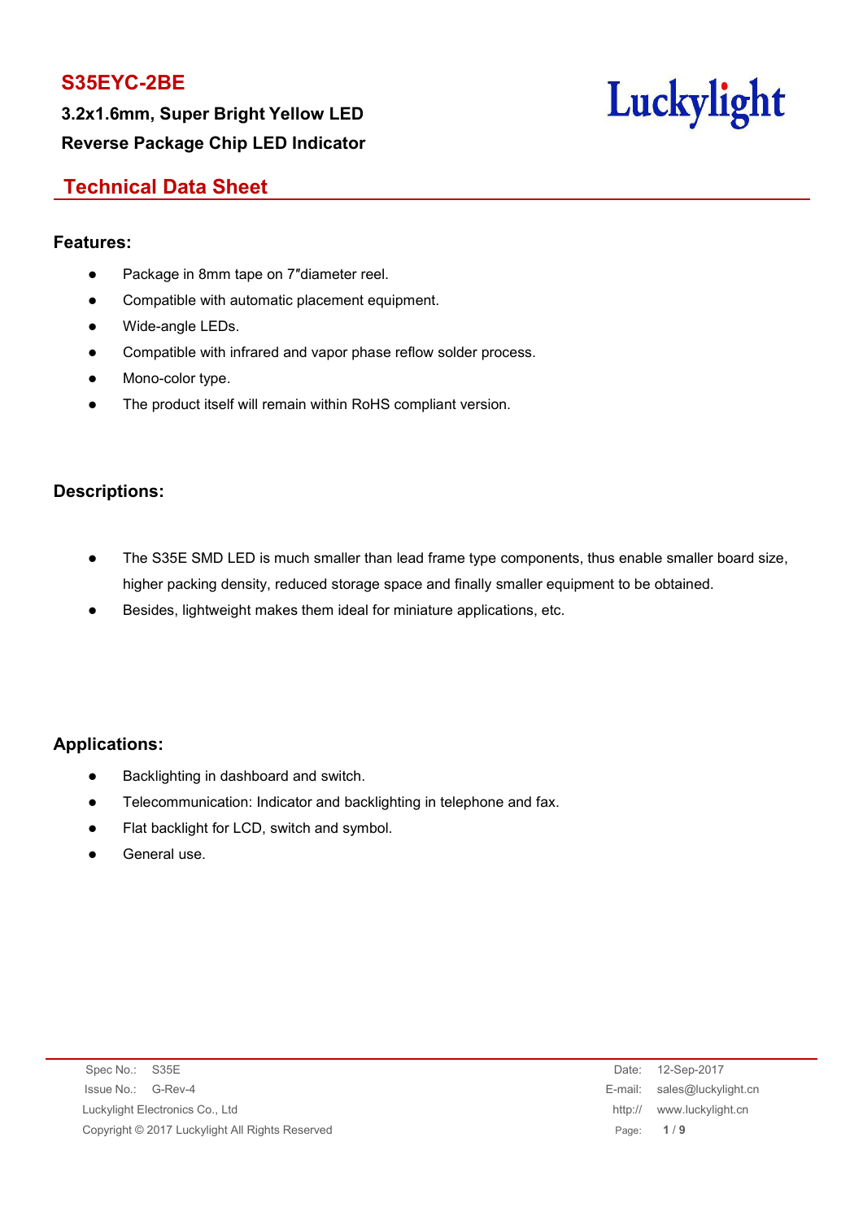# S35EYC-2BE

**3.2x1.6mm, Super Bright Yellow LED**

**Reverse Package Chip LED Indicator**

Luckylight

## Technical Data Sheet

### Features:

- Package in 8mm tape on 7″diameter reel.
- Compatible with automatic placement equipment.
- Wide-angle LEDs.
- Compatible with infrared and vapor phase reflow solder process.
- Mono-color type.
- The product itself will remain within RoHS compliant version.

### Descriptions:

- The S35E SMD LED is much smaller than lead frame type components, thus enable smaller board size, higher packing density, reduced storage space and finally smaller equipment to be obtained.
- Besides, lightweight makes them ideal for miniature applications, etc.

### Applications:

- Backlighting in dashboard and switch.
- Telecommunication: Indicator and backlighting in telephone and fax.
- Flat backlight for LCD, switch and symbol.
- General use.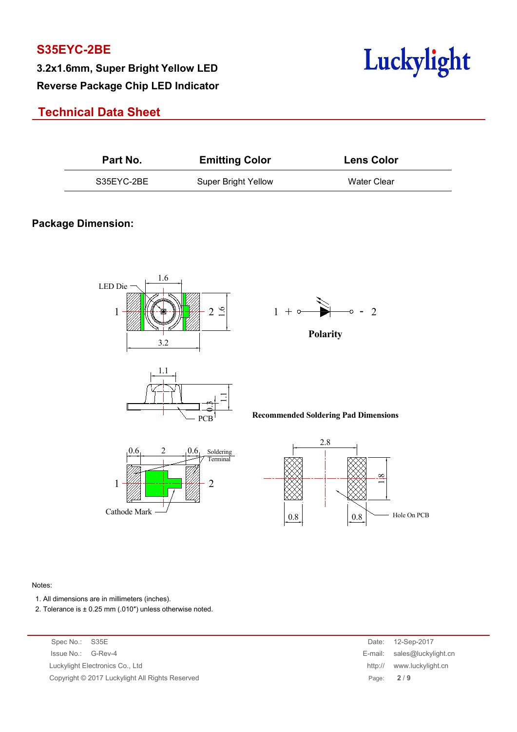# S35EYC-2BE

**3.2x1.6mm, Super Bright Yellow LED**

**Reverse Package Chip LED Indicator**

## Technical Data Sheet

| Part No. | Emitting Color | Lens Color |
|---|---|---|
| S35EYC-2BE | Super Bright Yellow | Water Clear |

### Package Dimension:

LED Die

1.6

3.2

1 + − 2

**Polarity**

1.1

0.3

PCB

**Recommended Soldering Pad Dimensions**

0.6 2 0.6 Soldering Terminal

Cathode Mark

2.8

1.8

0.8 0.8 Hole On PCB

Notes:

1. All dimensions are in millimeters (inches).
2. Tolerance is ± 0.25 mm (.010″) unless otherwise noted.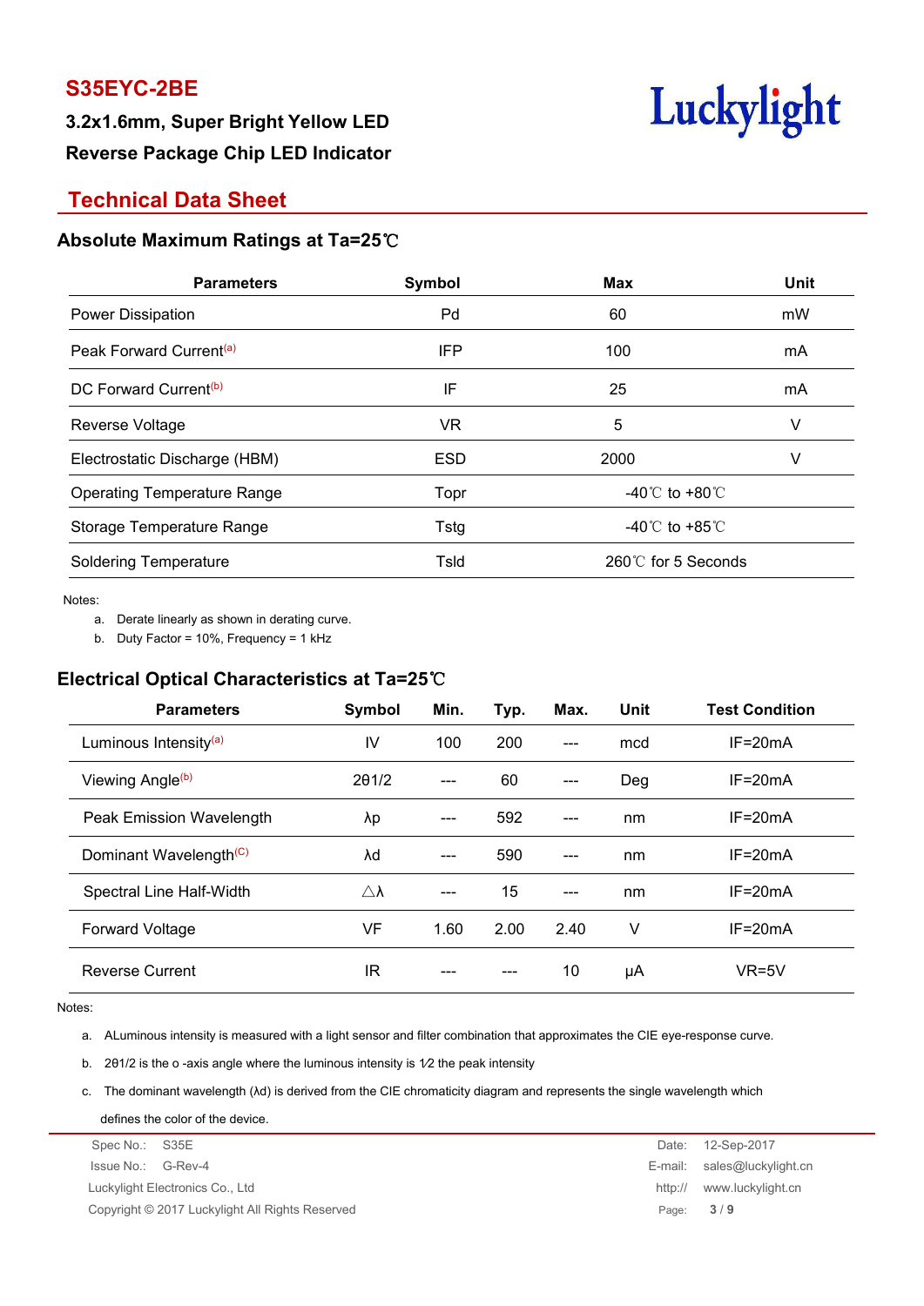# S35EYC-2BE

**3.2x1.6mm, Super Bright Yellow LED**

**Reverse Package Chip LED Indicator**

Luckylight

## Technical Data Sheet

### Absolute Maximum Ratings at Ta=25℃

| Parameters | Symbol | Max | Unit |
|---|---|---|---|
| Power Dissipation | Pd | 60 | mW |
| Peak Forward Current[a] | IFP | 100 | mA |
| DC Forward Current[b] | IF | 25 | mA |
| Reverse Voltage | VR | 5 | V |
| Electrostatic Discharge (HBM) | ESD | 2000 | V |
| Operating Temperature Range | Topr | -40℃ to +80℃ | |
| Storage Temperature Range | Tstg | -40℃ to +85℃ | |
| Soldering Temperature | Tsld | 260℃ for 5 Seconds | |

Notes:

a. Derate linearly as shown in derating curve.

b. Duty Factor = 10%, Frequency = 1 kHz

### Electrical Optical Characteristics at Ta=25℃

| Parameters | Symbol | Min. | Typ. | Max. | Unit | Test Condition |
|---|---|---|---|---|---|---|
| Luminous Intensity[a] | IV | 100 | 200 | --- | mcd | IF=20mA |
| Viewing Angle[b] | 2θ1/2 | --- | 60 | --- | Deg | IF=20mA |
| Peak Emission Wavelength | λp | --- | 592 | --- | nm | IF=20mA |
| Dominant Wavelength[C] | λd | --- | 590 | --- | nm | IF=20mA |
| Spectral Line Half-Width | △λ | --- | 15 | --- | nm | IF=20mA |
| Forward Voltage | VF | 1.60 | 2.00 | 2.40 | V | IF=20mA |
| Reverse Current | IR | --- | --- | 10 | μA | VR=5V |

Notes:

a. ALuminous intensity is measured with a light sensor and filter combination that approximates the CIE eye-response curve.

b. 2θ1/2 is the o -axis angle where the luminous intensity is 1⁄2 the peak intensity

c. The dominant wavelength (λd) is derived from the CIE chromaticity diagram and represents the single wavelength which defines the color of the device.

Spec No.: S35E | Date: 12-Sep-2017
Issue No.: G-Rev-4 | E-mail: sales@luckylight.cn
Luckylight Electronics Co., Ltd | http:// www.luckylight.cn
Copyright © 2017 Luckylight All Rights Reserved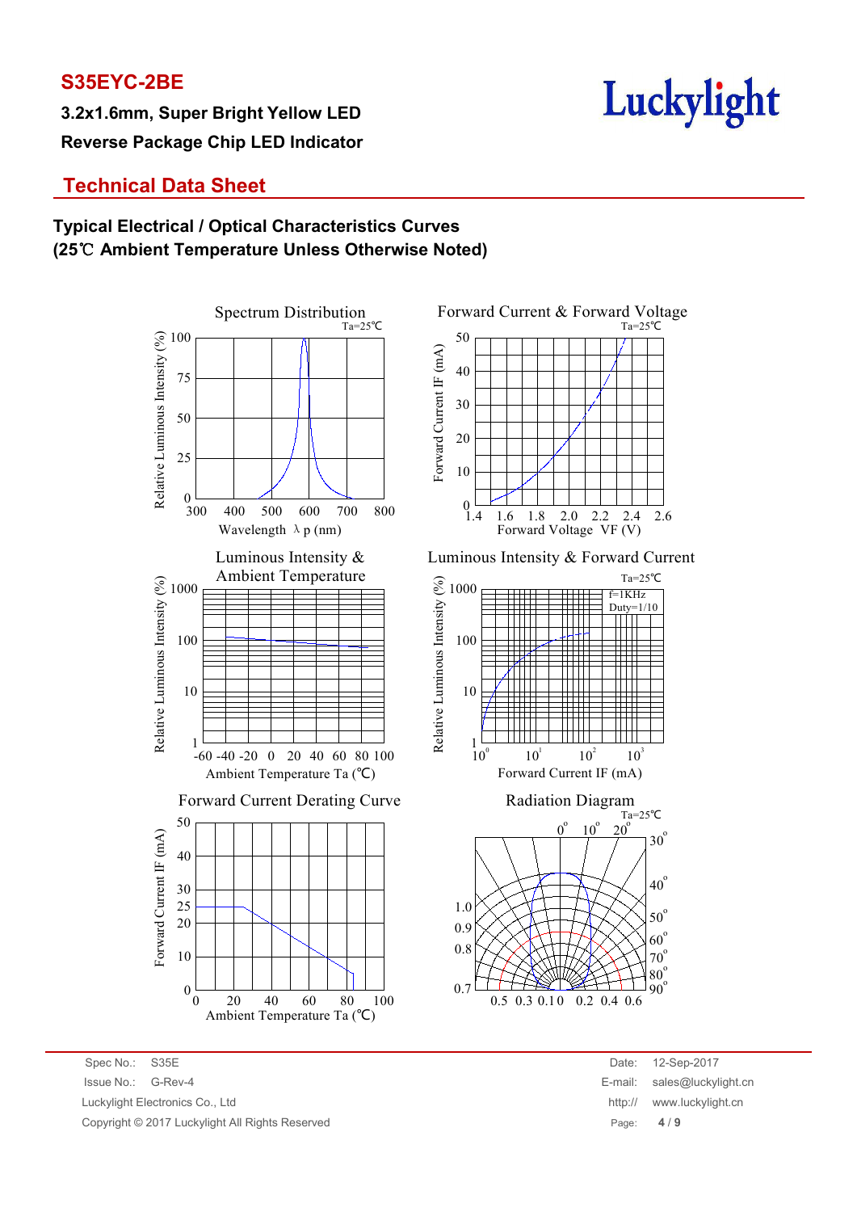# S35EYC-2BE

**3.2x1.6mm, Super Bright Yellow LED**

**Reverse Package Chip LED Indicator**

## Technical Data Sheet

### Typical Electrical / Optical Characteristics Curves
### (25℃ Ambient Temperature Unless Otherwise Noted)

Spectrum Distribution
Ta=25℃
Relative Luminous Intensity (%)
100
75
50
25
0
300 400 500 600 700 800
Wavelength λ p (nm)

Forward Current & Forward Voltage
Ta=25℃
Forward Current IF (mA)
50
40
30
20
10
0
1.4 1.6 1.8 2.0 2.2 2.4 2.6
Forward Voltage VF (V)

Luminous Intensity & Ambient Temperature
Relative Luminous Intensity (%)
1000
100
10
1
-60 -40 -20 0 20 40 60 80 100
Ambient Temperature Ta (℃)

Luminous Intensity & Forward Current
Ta=25℃
f=1KHz
Duty=1/10
Relative Luminous Intensity (%)
1000
100
10
1
$10^0$ $10^1$ $10^2$ $10^3$
Forward Current IF (mA)

Forward Current Derating Curve
Forward Current IF (mA)
50
40
30
25
20
10
0
0 20 40 60 80 100
Ambient Temperature Ta (℃)

Radiation Diagram
Ta=25℃
$0^o$ $10^o$ $20^o$ $30^o$ $40^o$ $50^o$ $60^o$ $70^o$ $80^o$ $90^o$
1.0
0.9
0.8
0.7
0.5 0.3 0.1 0 0.2 0.4 0.6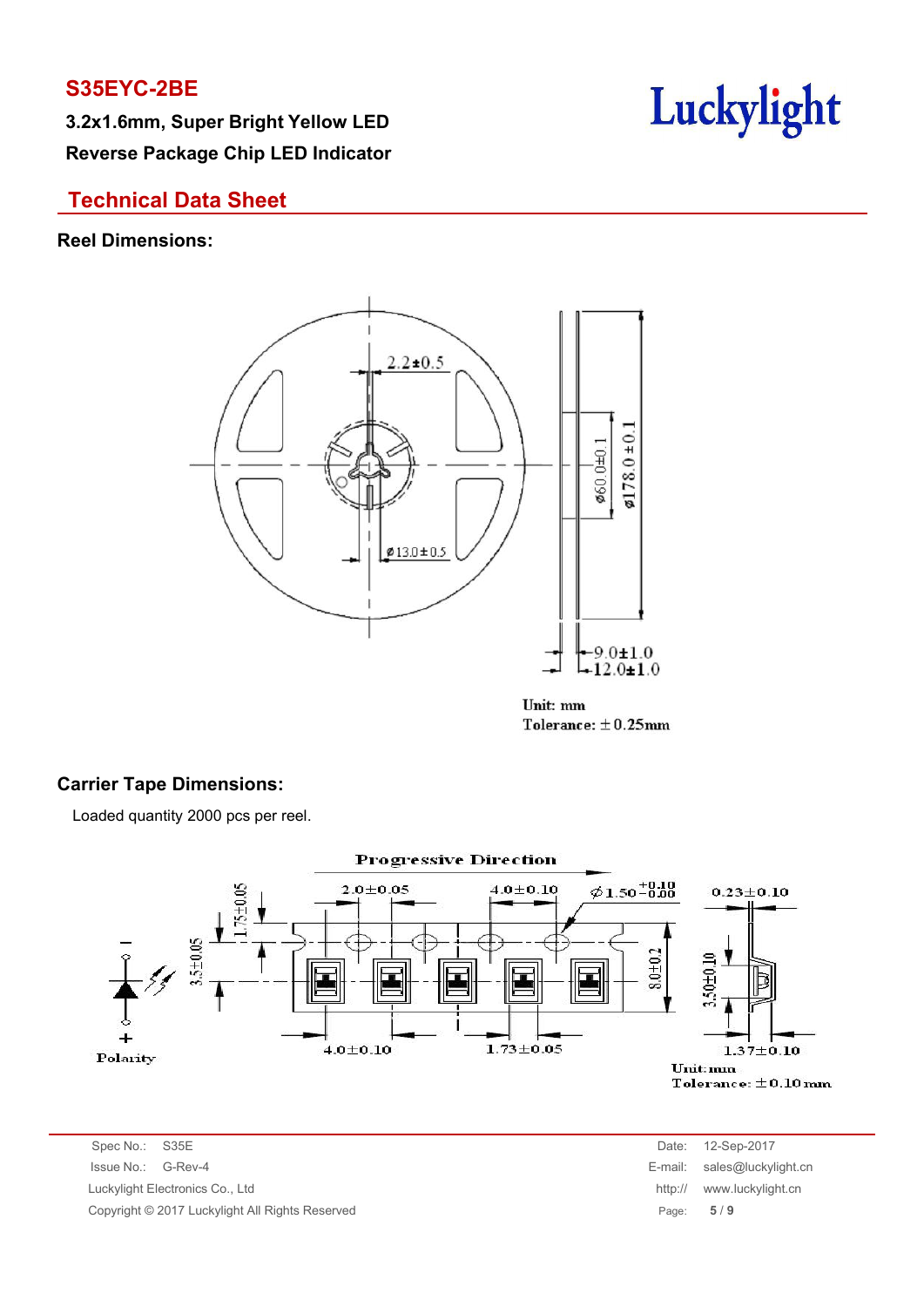# S35EYC-2BE

**3.2x1.6mm, Super Bright Yellow LED**

**Reverse Package Chip LED Indicator**

## Technical Data Sheet

### Reel Dimensions:

2.2±0.5

Ø13.0±0.5

Ø60.0±0.1

Ø178.0±0.1

9.0±1.0

12.0±1.0

Unit: mm

Tolerance: ±0.25mm

### Carrier Tape Dimensions:

Loaded quantity 2000 pcs per reel.

Progressive Direction

1.75±0.05

3.5±0.05

2.0±0.05

4.0±0.10

$\phi$1.50 $^{+0.10}_{-0.00}$

0.23±0.10

8.0±0.2

3.50±0.10

4.0±0.10

1.73±0.05

1.37±0.10

Polarity

Unit: mm

Tolerance: ±0.10 mm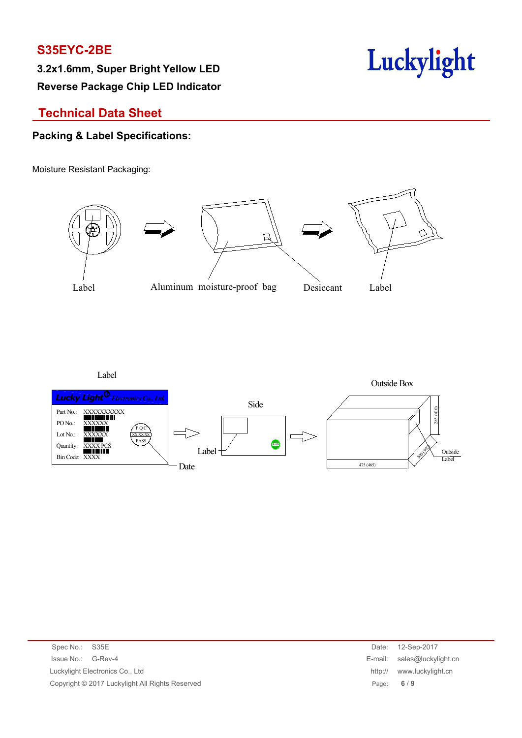**S35EYC-2BE**

**3.2x1.6mm, Super Bright Yellow LED**

**Reverse Package Chip LED Indicator**

Luckylight

## Technical Data Sheet

### Packing & Label Specifications:

Moisture Resistant Packaging:

Label    Aluminum moisture-proof bag    Desiccant    Label

Label

Lucky Light Electronics Co., Ltd.

Part No.: XXXXXXXXXX
PO No.: XXXXXX
Lot No.: XXXXXX
Quantity: XXXX PCS
Bin Code: XXXX

FQC XXXXXX PASS

Date

Side

Label

Outside Box

285 (410)

300 (300)

475 (465)

Outside Label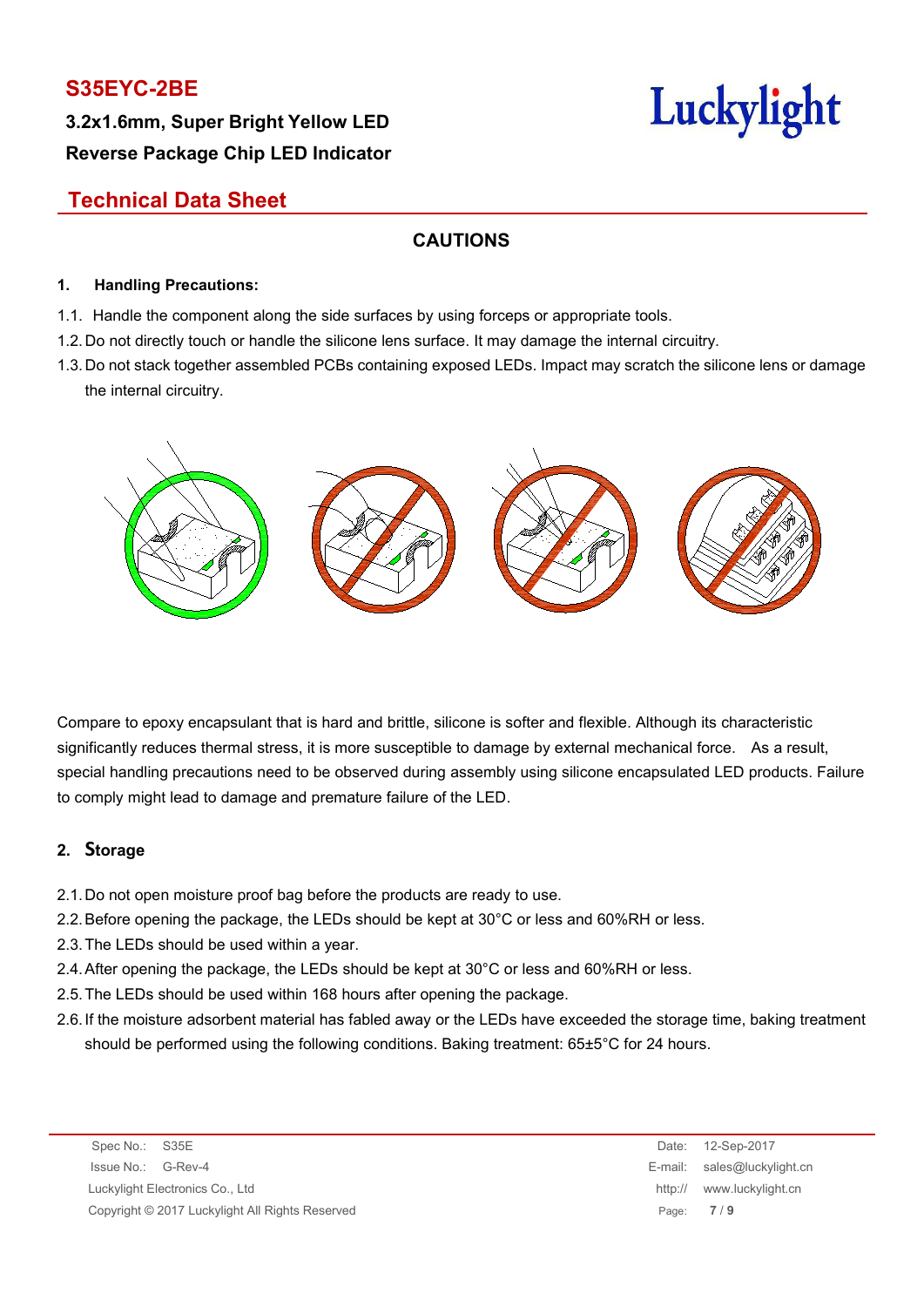# S35EYC-2BE

**3.2x1.6mm, Super Bright Yellow LED**

**Reverse Package Chip LED Indicator**

## Technical Data Sheet

### CAUTIONS

**1. Handling Precautions:**

1.1. Handle the component along the side surfaces by using forceps or appropriate tools.

1.2. Do not directly touch or handle the silicone lens surface. It may damage the internal circuitry.

1.3. Do not stack together assembled PCBs containing exposed LEDs. Impact may scratch the silicone lens or damage the internal circuitry.

Compare to epoxy encapsulant that is hard and brittle, silicone is softer and flexible. Although its characteristic significantly reduces thermal stress, it is more susceptible to damage by external mechanical force. As a result, special handling precautions need to be observed during assembly using silicone encapsulated LED products. Failure to comply might lead to damage and premature failure of the LED.

**2. Storage**

2.1. Do not open moisture proof bag before the products are ready to use.

2.2. Before opening the package, the LEDs should be kept at 30°C or less and 60%RH or less.

2.3. The LEDs should be used within a year.

2.4. After opening the package, the LEDs should be kept at 30°C or less and 60%RH or less.

2.5. The LEDs should be used within 168 hours after opening the package.

2.6. If the moisture adsorbent material has fabled away or the LEDs have exceeded the storage time, baking treatment should be performed using the following conditions. Baking treatment: 65±5°C for 24 hours.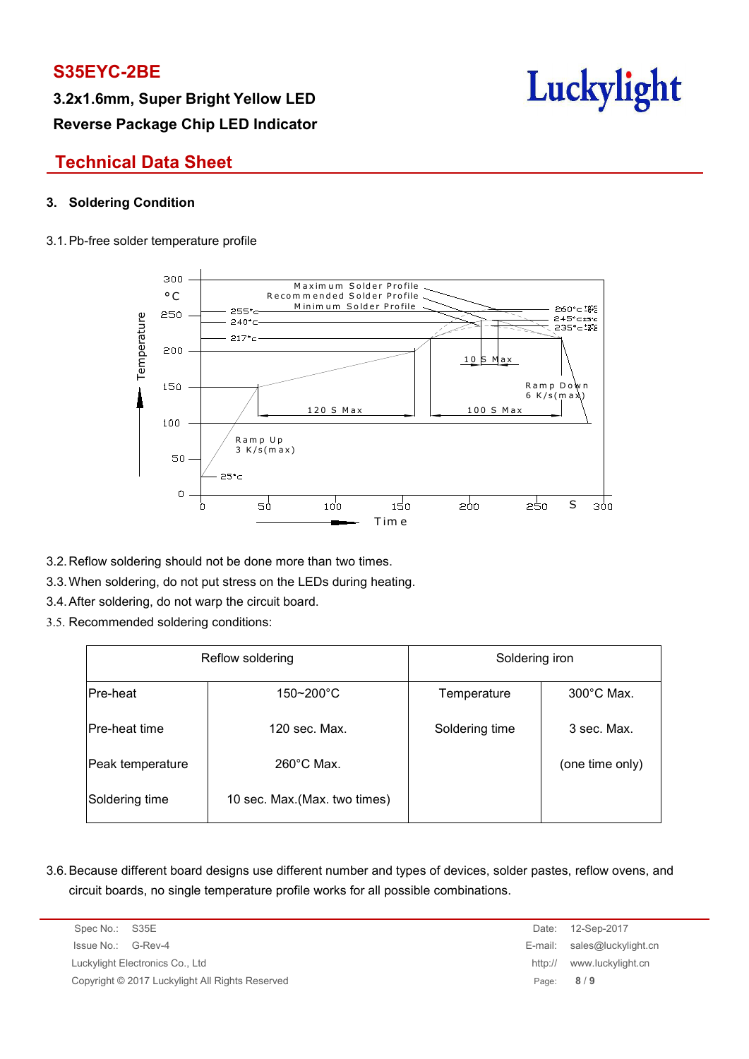## 3. Soldering Condition

3.1. Pb-free solder temperature profile

3.2. Reflow soldering should not be done more than two times.

3.3. When soldering, do not put stress on the LEDs during heating.

3.4. After soldering, do not warp the circuit board.

3.5. Recommended soldering conditions:

| Reflow soldering | | Soldering iron | |
|---|---|---|---|
| Pre-heat | 150~200°C | Temperature | 300°C Max. |
| Pre-heat time | 120 sec. Max. | Soldering time | 3 sec. Max. |
| Peak temperature | 260°C Max. | | (one time only) |
| Soldering time | 10 sec. Max.(Max. two times) | | |

3.6. Because different board designs use different number and types of devices, solder pastes, reflow ovens, and circuit boards, no single temperature profile works for all possible combinations.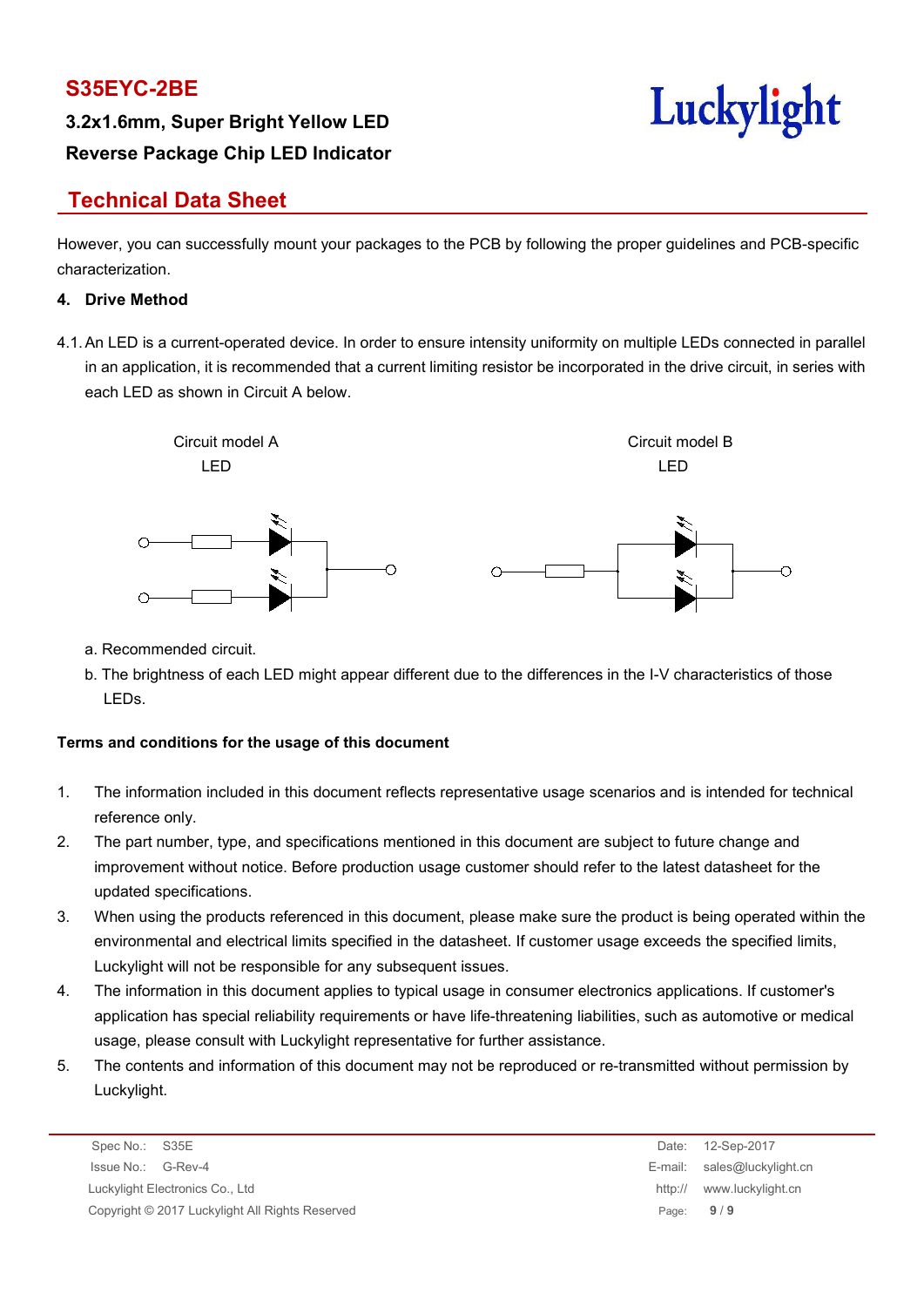However, you can successfully mount your packages to the PCB by following the proper guidelines and PCB-specific characterization.

#### 4. Drive Method

4.1. An LED is a current-operated device. In order to ensure intensity uniformity on multiple LEDs connected in parallel in an application, it is recommended that a current limiting resistor be incorporated in the drive circuit, in series with each LED as shown in Circuit A below.

Circuit model A
LED

Circuit model B
LED

a. Recommended circuit.

b. The brightness of each LED might appear different due to the differences in the I-V characteristics of those LEDs.

#### Terms and conditions for the usage of this document

1. The information included in this document reflects representative usage scenarios and is intended for technical reference only.
2. The part number, type, and specifications mentioned in this document are subject to future change and improvement without notice. Before production usage customer should refer to the latest datasheet for the updated specifications.
3. When using the products referenced in this document, please make sure the product is being operated within the environmental and electrical limits specified in the datasheet. If customer usage exceeds the specified limits, Luckylight will not be responsible for any subsequent issues.
4. The information in this document applies to typical usage in consumer electronics applications. If customer's application has special reliability requirements or have life-threatening liabilities, such as automotive or medical usage, please consult with Luckylight representative for further assistance.
5. The contents and information of this document may not be reproduced or re-transmitted without permission by Luckylight.